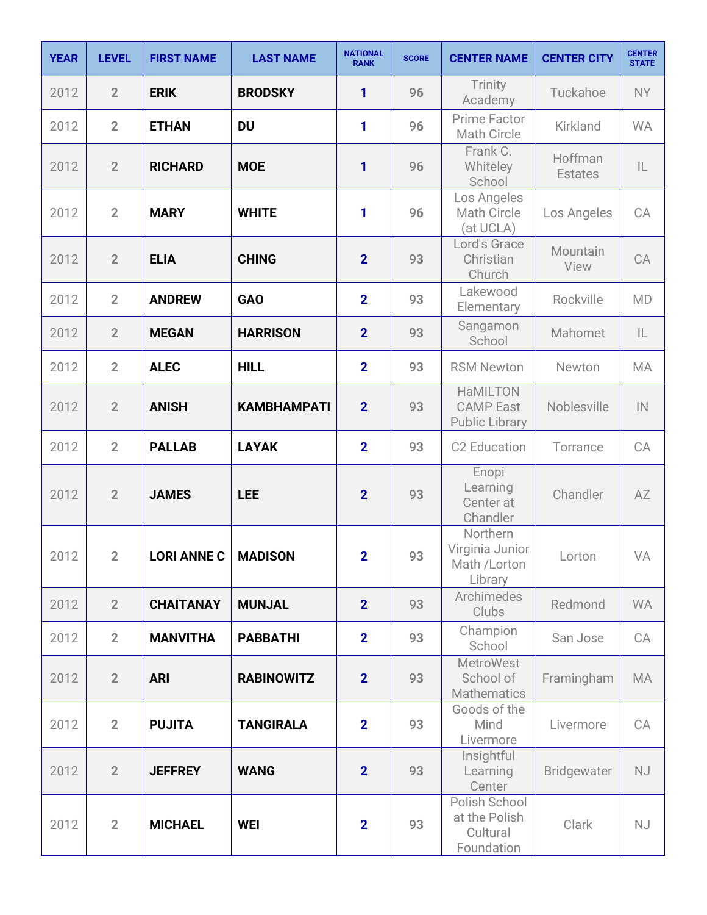| YEAR | LEVEL | FIRST NAME | LAST NAME | NATIONAL RANK | SCORE | CENTER NAME | CENTER CITY | CENTER STATE |
| --- | --- | --- | --- | --- | --- | --- | --- | --- |
| 2012 | 2 | ERIK | BRODSKY | 1 | 96 | Trinity Academy | Tuckahoe | NY |
| 2012 | 2 | ETHAN | DU | 1 | 96 | Prime Factor Math Circle | Kirkland | WA |
| 2012 | 2 | RICHARD | MOE | 1 | 96 | Frank C. Whiteley School | Hoffman Estates | IL |
| 2012 | 2 | MARY | WHITE | 1 | 96 | Los Angeles Math Circle (at UCLA) | Los Angeles | CA |
| 2012 | 2 | ELIA | CHING | 2 | 93 | Lord's Grace Christian Church | Mountain View | CA |
| 2012 | 2 | ANDREW | GAO | 2 | 93 | Lakewood Elementary | Rockville | MD |
| 2012 | 2 | MEGAN | HARRISON | 2 | 93 | Sangamon School | Mahomet | IL |
| 2012 | 2 | ALEC | HILL | 2 | 93 | RSM Newton | Newton | MA |
| 2012 | 2 | ANISH | KAMBHAMPATI | 2 | 93 | HaMILTON CAMP East Public Library | Noblesville | IN |
| 2012 | 2 | PALLAB | LAYAK | 2 | 93 | C2 Education | Torrance | CA |
| 2012 | 2 | JAMES | LEE | 2 | 93 | Enopi Learning Center at Chandler | Chandler | AZ |
| 2012 | 2 | LORI ANNE C | MADISON | 2 | 93 | Northern Virginia Junior Math /Lorton Library | Lorton | VA |
| 2012 | 2 | CHAITANAY | MUNJAL | 2 | 93 | Archimedes Clubs | Redmond | WA |
| 2012 | 2 | MANVITHA | PABBATHI | 2 | 93 | Champion School | San Jose | CA |
| 2012 | 2 | ARI | RABINOWITZ | 2 | 93 | MetroWest School of Mathematics | Framingham | MA |
| 2012 | 2 | PUJITA | TANGIRALA | 2 | 93 | Goods of the Mind Livermore | Livermore | CA |
| 2012 | 2 | JEFFREY | WANG | 2 | 93 | Insightful Learning Center | Bridgewater | NJ |
| 2012 | 2 | MICHAEL | WEI | 2 | 93 | Polish School at the Polish Cultural Foundation | Clark | NJ |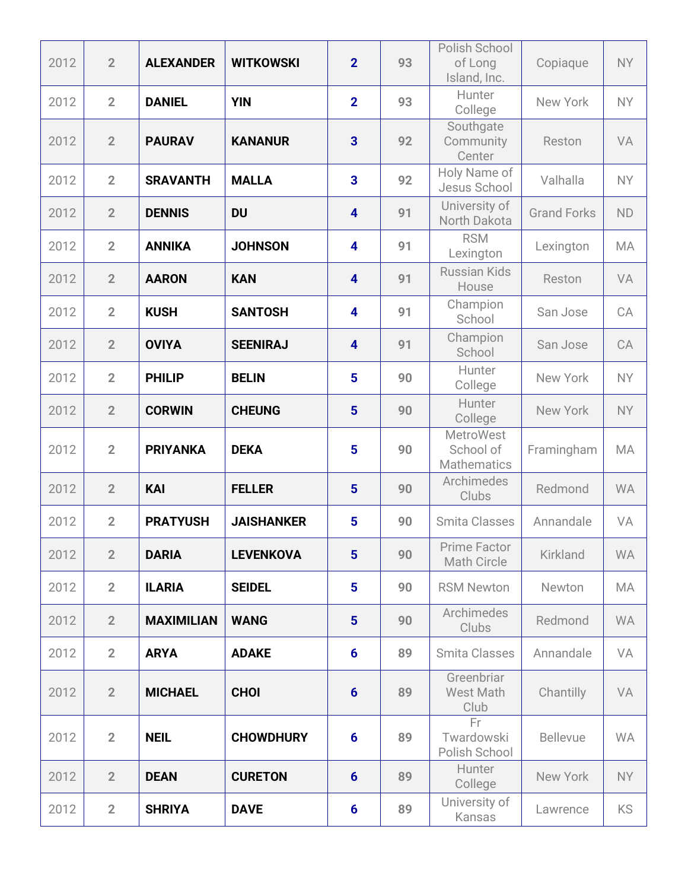| | | | | | | | | |
|---|---|---|---|---|---|---|---|---|
| 2012 | 2 | **ALEXANDER** | **WITKOWSKI** | **2** | **93** | Polish School of Long Island, Inc. | Copiaque | NY |
| 2012 | 2 | **DANIEL** | **YIN** | **2** | **93** | Hunter College | New York | NY |
| 2012 | 2 | **PAURAV** | **KANANUR** | **3** | **92** | Southgate Community Center | Reston | VA |
| 2012 | 2 | **SRAVANTH** | **MALLA** | **3** | **92** | Holy Name of Jesus School | Valhalla | NY |
| 2012 | 2 | **DENNIS** | **DU** | **4** | **91** | University of North Dakota | Grand Forks | ND |
| 2012 | 2 | **ANNIKA** | **JOHNSON** | **4** | **91** | RSM Lexington | Lexington | MA |
| 2012 | 2 | **AARON** | **KAN** | **4** | **91** | Russian Kids House | Reston | VA |
| 2012 | 2 | **KUSH** | **SANTOSH** | **4** | **91** | Champion School | San Jose | CA |
| 2012 | 2 | **OVIYA** | **SEENIRAJ** | **4** | **91** | Champion School | San Jose | CA |
| 2012 | 2 | **PHILIP** | **BELIN** | **5** | **90** | Hunter College | New York | NY |
| 2012 | 2 | **CORWIN** | **CHEUNG** | **5** | **90** | Hunter College | New York | NY |
| 2012 | 2 | **PRIYANKA** | **DEKA** | **5** | **90** | MetroWest School of Mathematics | Framingham | MA |
| 2012 | 2 | **KAI** | **FELLER** | **5** | **90** | Archimedes Clubs | Redmond | WA |
| 2012 | 2 | **PRATYUSH** | **JAISHANKER** | **5** | **90** | Smita Classes | Annandale | VA |
| 2012 | 2 | **DARIA** | **LEVENKOVA** | **5** | **90** | Prime Factor Math Circle | Kirkland | WA |
| 2012 | 2 | **ILARIA** | **SEIDEL** | **5** | **90** | RSM Newton | Newton | MA |
| 2012 | 2 | **MAXIMILIAN** | **WANG** | **5** | **90** | Archimedes Clubs | Redmond | WA |
| 2012 | 2 | **ARYA** | **ADAKE** | **6** | **89** | Smita Classes | Annandale | VA |
| 2012 | 2 | **MICHAEL** | **CHOI** | **6** | **89** | Greenbriar West Math Club | Chantilly | VA |
| 2012 | 2 | **NEIL** | **CHOWDHURY** | **6** | **89** | Fr Twardowski Polish School | Bellevue | WA |
| 2012 | 2 | **DEAN** | **CURETON** | **6** | **89** | Hunter College | New York | NY |
| 2012 | 2 | **SHRIYA** | **DAVE** | **6** | **89** | University of Kansas | Lawrence | KS |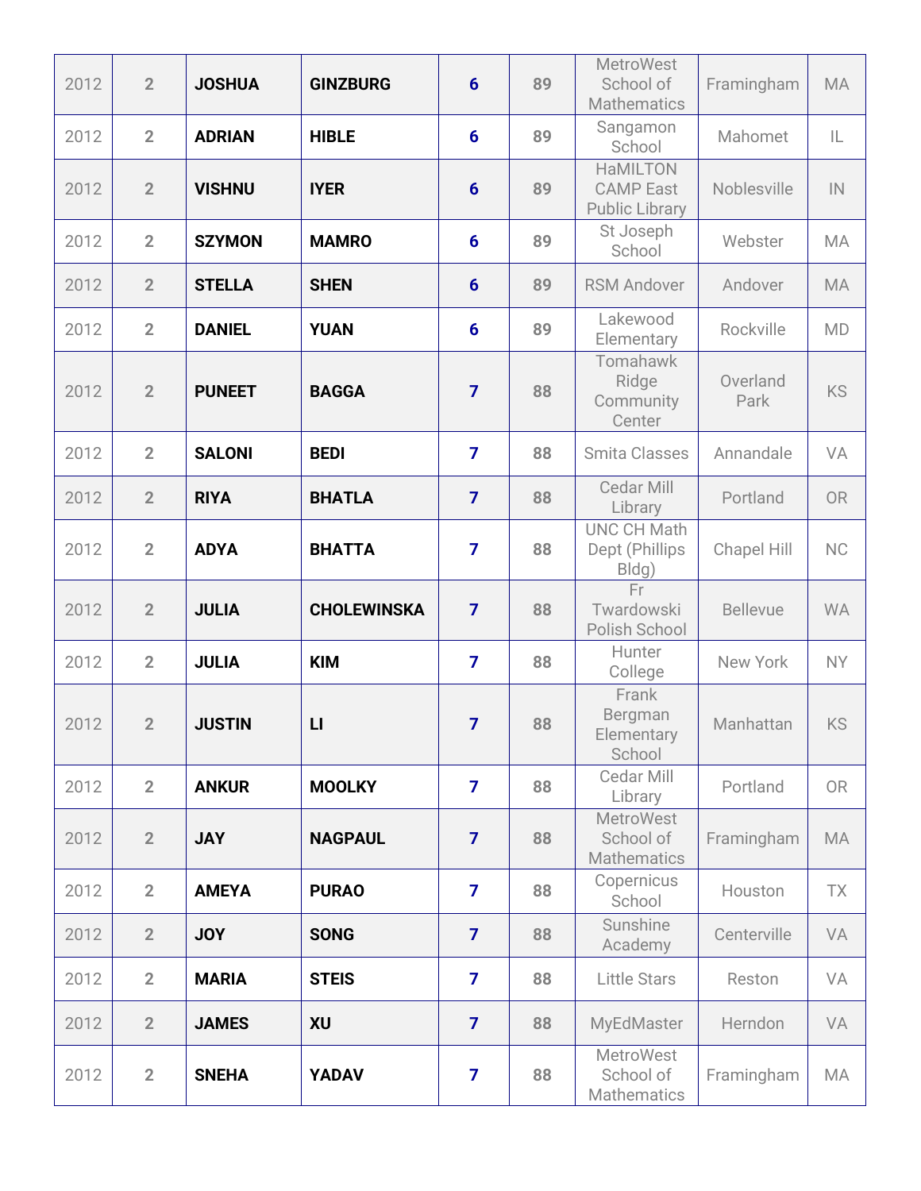| | | | | | | | | |
|---|---|---|---|---|---|---|---|---|
| 2012 | 2 | **JOSHUA** | **GINZBURG** | **6** | **89** | MetroWest School of Mathematics | Framingham | MA |
| 2012 | 2 | **ADRIAN** | **HIBLE** | **6** | **89** | Sangamon School | Mahomet | IL |
| 2012 | 2 | **VISHNU** | **IYER** | **6** | **89** | HaMILTON CAMP East Public Library | Noblesville | IN |
| 2012 | 2 | **SZYMON** | **MAMRO** | **6** | **89** | St Joseph School | Webster | MA |
| 2012 | 2 | **STELLA** | **SHEN** | **6** | **89** | RSM Andover | Andover | MA |
| 2012 | 2 | **DANIEL** | **YUAN** | **6** | **89** | Lakewood Elementary | Rockville | MD |
| 2012 | 2 | **PUNEET** | **BAGGA** | **7** | **88** | Tomahawk Ridge Community Center | Overland Park | KS |
| 2012 | 2 | **SALONI** | **BEDI** | **7** | **88** | Smita Classes | Annandale | VA |
| 2012 | 2 | **RIYA** | **BHATLA** | **7** | **88** | Cedar Mill Library | Portland | OR |
| 2012 | 2 | **ADYA** | **BHATTA** | **7** | **88** | UNC CH Math Dept (Phillips Bldg) | Chapel Hill | NC |
| 2012 | 2 | **JULIA** | **CHOLEWINSKA** | **7** | **88** | Fr Twardowski Polish School | Bellevue | WA |
| 2012 | 2 | **JULIA** | **KIM** | **7** | **88** | Hunter College | New York | NY |
| 2012 | 2 | **JUSTIN** | **LI** | **7** | **88** | Frank Bergman Elementary School | Manhattan | KS |
| 2012 | 2 | **ANKUR** | **MOOLKY** | **7** | **88** | Cedar Mill Library | Portland | OR |
| 2012 | 2 | **JAY** | **NAGPAUL** | **7** | **88** | MetroWest School of Mathematics | Framingham | MA |
| 2012 | 2 | **AMEYA** | **PURAO** | **7** | **88** | Copernicus School | Houston | TX |
| 2012 | 2 | **JOY** | **SONG** | **7** | **88** | Sunshine Academy | Centerville | VA |
| 2012 | 2 | **MARIA** | **STEIS** | **7** | **88** | Little Stars | Reston | VA |
| 2012 | 2 | **JAMES** | **XU** | **7** | **88** | MyEdMaster | Herndon | VA |
| 2012 | 2 | **SNEHA** | **YADAV** | **7** | **88** | MetroWest School of Mathematics | Framingham | MA |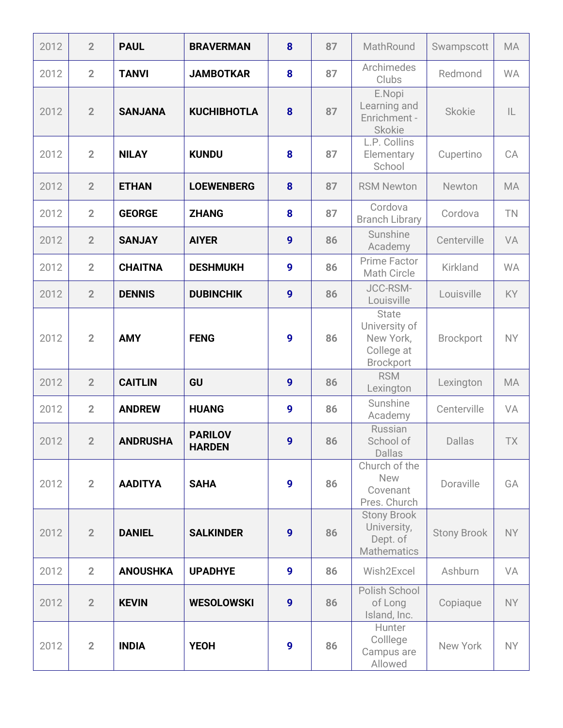| 2012 | 2 | PAUL | BRAVERMAN | 8 | 87 | MathRound | Swampscott | MA |
|---|---|---|---|---|---|---|---|---|
| 2012 | 2 | TANVI | JAMBOTKAR | 8 | 87 | Archimedes Clubs | Redmond | WA |
| 2012 | 2 | SANJANA | KUCHIBHOTLA | 8 | 87 | E.Nopi Learning and Enrichment - Skokie | Skokie | IL |
| 2012 | 2 | NILAY | KUNDU | 8 | 87 | L.P. Collins Elementary School | Cupertino | CA |
| 2012 | 2 | ETHAN | LOEWENBERG | 8 | 87 | RSM Newton | Newton | MA |
| 2012 | 2 | GEORGE | ZHANG | 8 | 87 | Cordova Branch Library | Cordova | TN |
| 2012 | 2 | SANJAY | AIYER | 9 | 86 | Sunshine Academy | Centerville | VA |
| 2012 | 2 | CHAITNA | DESHMUKH | 9 | 86 | Prime Factor Math Circle | Kirkland | WA |
| 2012 | 2 | DENNIS | DUBINCHIK | 9 | 86 | JCC-RSM-Louisville | Louisville | KY |
| 2012 | 2 | AMY | FENG | 9 | 86 | State University of New York, College at Brockport | Brockport | NY |
| 2012 | 2 | CAITLIN | GU | 9 | 86 | RSM Lexington | Lexington | MA |
| 2012 | 2 | ANDREW | HUANG | 9 | 86 | Sunshine Academy | Centerville | VA |
| 2012 | 2 | ANDRUSHA | PARILOV HARDEN | 9 | 86 | Russian School of Dallas | Dallas | TX |
| 2012 | 2 | AADITYA | SAHA | 9 | 86 | Church of the New Covenant Pres. Church | Doraville | GA |
| 2012 | 2 | DANIEL | SALKINDER | 9 | 86 | Stony Brook University, Dept. of Mathematics | Stony Brook | NY |
| 2012 | 2 | ANOUSHKA | UPADHYE | 9 | 86 | Wish2Excel | Ashburn | VA |
| 2012 | 2 | KEVIN | WESOLOWSKI | 9 | 86 | Polish School of Long Island, Inc. | Copiaque | NY |
| 2012 | 2 | INDIA | YEOH | 9 | 86 | Hunter Colllege Campus are Allowed | New York | NY |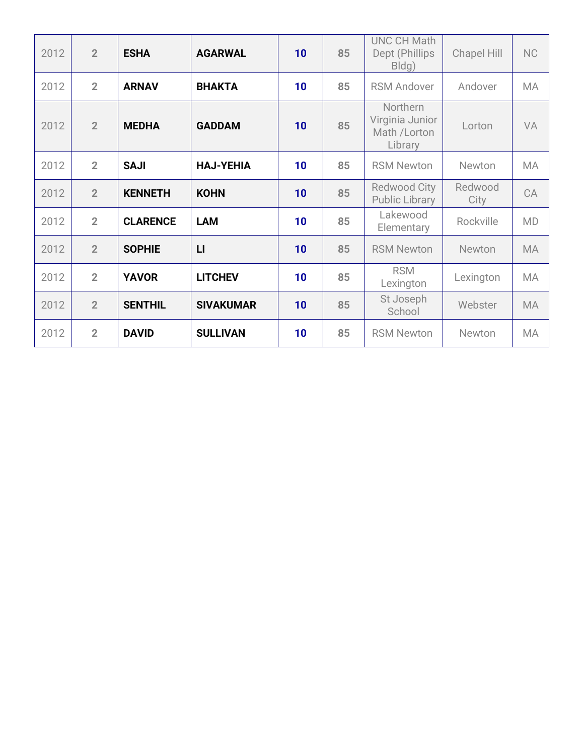| | | | | | | | | |
|---|---|---|---|---|---|---|---|---|
| 2012 | 2 | **ESHA** | **AGARWAL** | **10** | **85** | UNC CH Math Dept (Phillips Bldg) | Chapel Hill | NC |
| 2012 | 2 | **ARNAV** | **BHAKTA** | **10** | **85** | RSM Andover | Andover | MA |
| 2012 | 2 | **MEDHA** | **GADDAM** | **10** | **85** | Northern Virginia Junior Math /Lorton Library | Lorton | VA |
| 2012 | 2 | **SAJI** | **HAJ-YEHIA** | **10** | **85** | RSM Newton | Newton | MA |
| 2012 | 2 | **KENNETH** | **KOHN** | **10** | **85** | Redwood City Public Library | Redwood City | CA |
| 2012 | 2 | **CLARENCE** | **LAM** | **10** | **85** | Lakewood Elementary | Rockville | MD |
| 2012 | 2 | **SOPHIE** | **LI** | **10** | **85** | RSM Newton | Newton | MA |
| 2012 | 2 | **YAVOR** | **LITCHEV** | **10** | **85** | RSM Lexington | Lexington | MA |
| 2012 | 2 | **SENTHIL** | **SIVAKUMAR** | **10** | **85** | St Joseph School | Webster | MA |
| 2012 | 2 | **DAVID** | **SULLIVAN** | **10** | **85** | RSM Newton | Newton | MA |